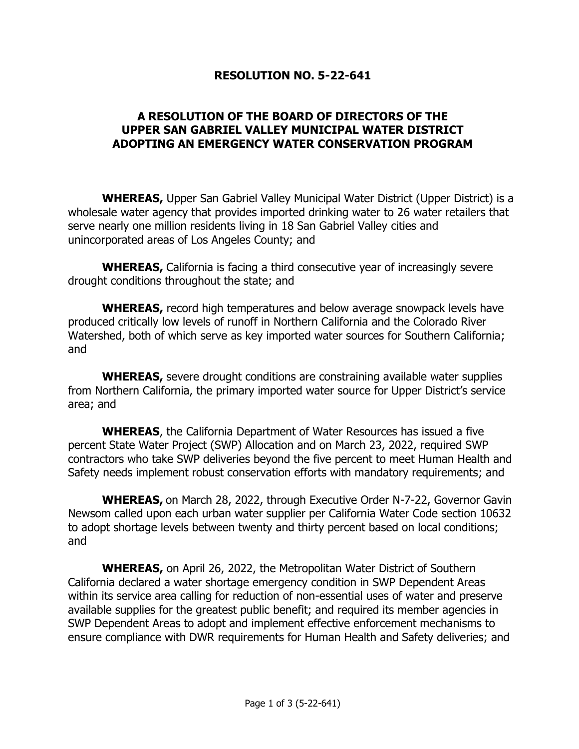**RESOLUTION NO. 5-22-641**

**A RESOLUTION OF THE BOARD OF DIRECTORS OF THE UPPER SAN GABRIEL VALLEY MUNICIPAL WATER DISTRICT ADOPTING AN EMERGENCY WATER CONSERVATION PROGRAM**

**WHEREAS,** Upper San Gabriel Valley Municipal Water District (Upper District) is a wholesale water agency that provides imported drinking water to 26 water retailers that serve nearly one million residents living in 18 San Gabriel Valley cities and unincorporated areas of Los Angeles County; and

**WHEREAS,** California is facing a third consecutive year of increasingly severe drought conditions throughout the state; and

**WHEREAS,** record high temperatures and below average snowpack levels have produced critically low levels of runoff in Northern California and the Colorado River Watershed, both of which serve as key imported water sources for Southern California; and

**WHEREAS,** severe drought conditions are constraining available water supplies from Northern California, the primary imported water source for Upper District's service area; and

**WHEREAS**, the California Department of Water Resources has issued a five percent State Water Project (SWP) Allocation and on March 23, 2022, required SWP contractors who take SWP deliveries beyond the five percent to meet Human Health and Safety needs implement robust conservation efforts with mandatory requirements; and

**WHEREAS,** on March 28, 2022, through Executive Order N-7-22, Governor Gavin Newsom called upon each urban water supplier per California Water Code section 10632 to adopt shortage levels between twenty and thirty percent based on local conditions; and

**WHEREAS,** on April 26, 2022, the Metropolitan Water District of Southern California declared a water shortage emergency condition in SWP Dependent Areas within its service area calling for reduction of non-essential uses of water and preserve available supplies for the greatest public benefit; and required its member agencies in SWP Dependent Areas to adopt and implement effective enforcement mechanisms to ensure compliance with DWR requirements for Human Health and Safety deliveries; and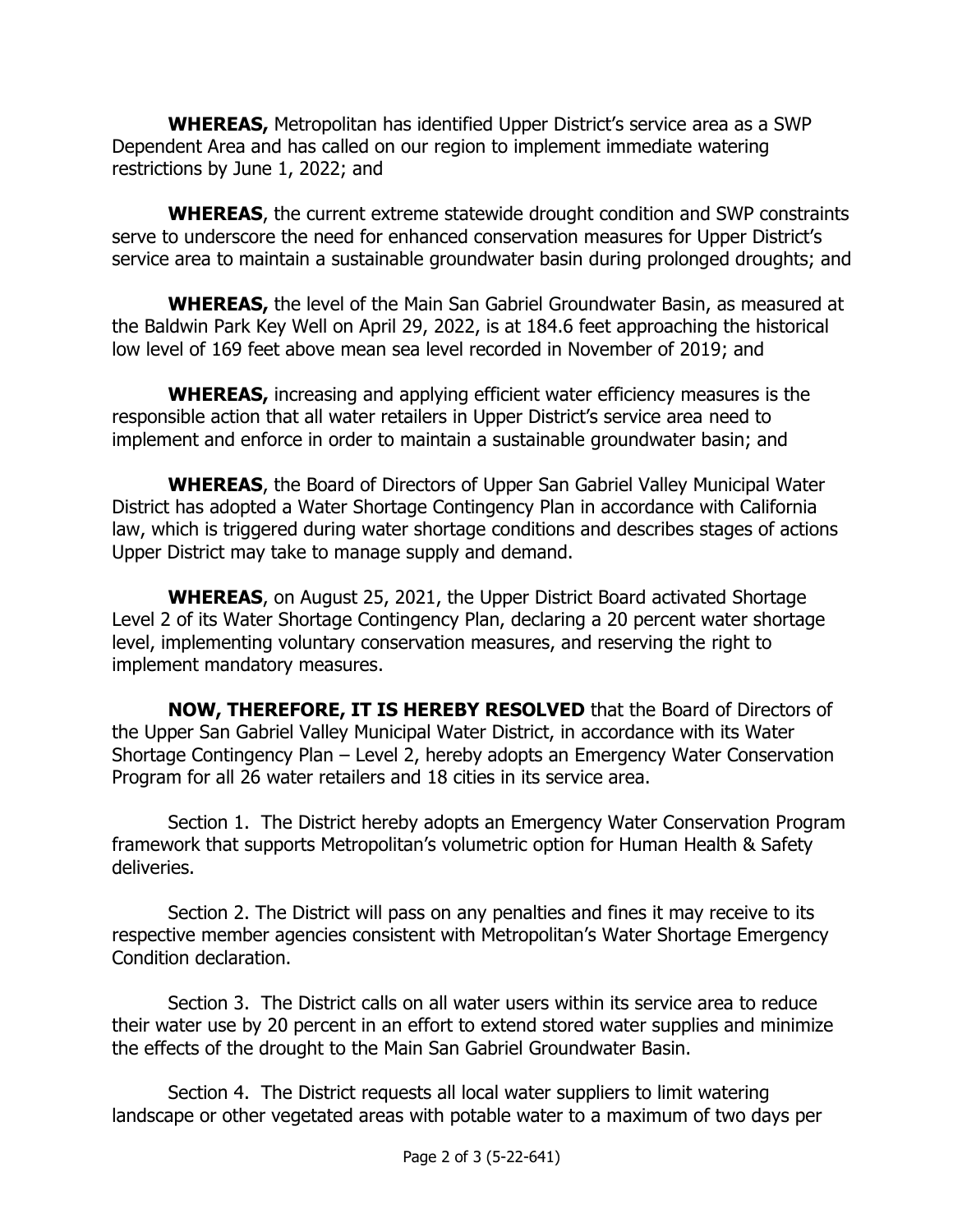**WHEREAS,** Metropolitan has identified Upper District's service area as a SWP Dependent Area and has called on our region to implement immediate watering restrictions by June 1, 2022; and

**WHEREAS**, the current extreme statewide drought condition and SWP constraints serve to underscore the need for enhanced conservation measures for Upper District's service area to maintain a sustainable groundwater basin during prolonged droughts; and

**WHEREAS,** the level of the Main San Gabriel Groundwater Basin, as measured at the Baldwin Park Key Well on April 29, 2022, is at 184.6 feet approaching the historical low level of 169 feet above mean sea level recorded in November of 2019; and

**WHEREAS,** increasing and applying efficient water efficiency measures is the responsible action that all water retailers in Upper District's service area need to implement and enforce in order to maintain a sustainable groundwater basin; and

**WHEREAS**, the Board of Directors of Upper San Gabriel Valley Municipal Water District has adopted a Water Shortage Contingency Plan in accordance with California law, which is triggered during water shortage conditions and describes stages of actions Upper District may take to manage supply and demand.

**WHEREAS**, on August 25, 2021, the Upper District Board activated Shortage Level 2 of its Water Shortage Contingency Plan, declaring a 20 percent water shortage level, implementing voluntary conservation measures, and reserving the right to implement mandatory measures.

**NOW, THEREFORE, IT IS HEREBY RESOLVED** that the Board of Directors of the Upper San Gabriel Valley Municipal Water District, in accordance with its Water Shortage Contingency Plan – Level 2, hereby adopts an Emergency Water Conservation Program for all 26 water retailers and 18 cities in its service area.

Section 1. The District hereby adopts an Emergency Water Conservation Program framework that supports Metropolitan's volumetric option for Human Health & Safety deliveries.

Section 2. The District will pass on any penalties and fines it may receive to its respective member agencies consistent with Metropolitan's Water Shortage Emergency Condition declaration.

Section 3. The District calls on all water users within its service area to reduce their water use by 20 percent in an effort to extend stored water supplies and minimize the effects of the drought to the Main San Gabriel Groundwater Basin.

Section 4. The District requests all local water suppliers to limit watering landscape or other vegetated areas with potable water to a maximum of two days per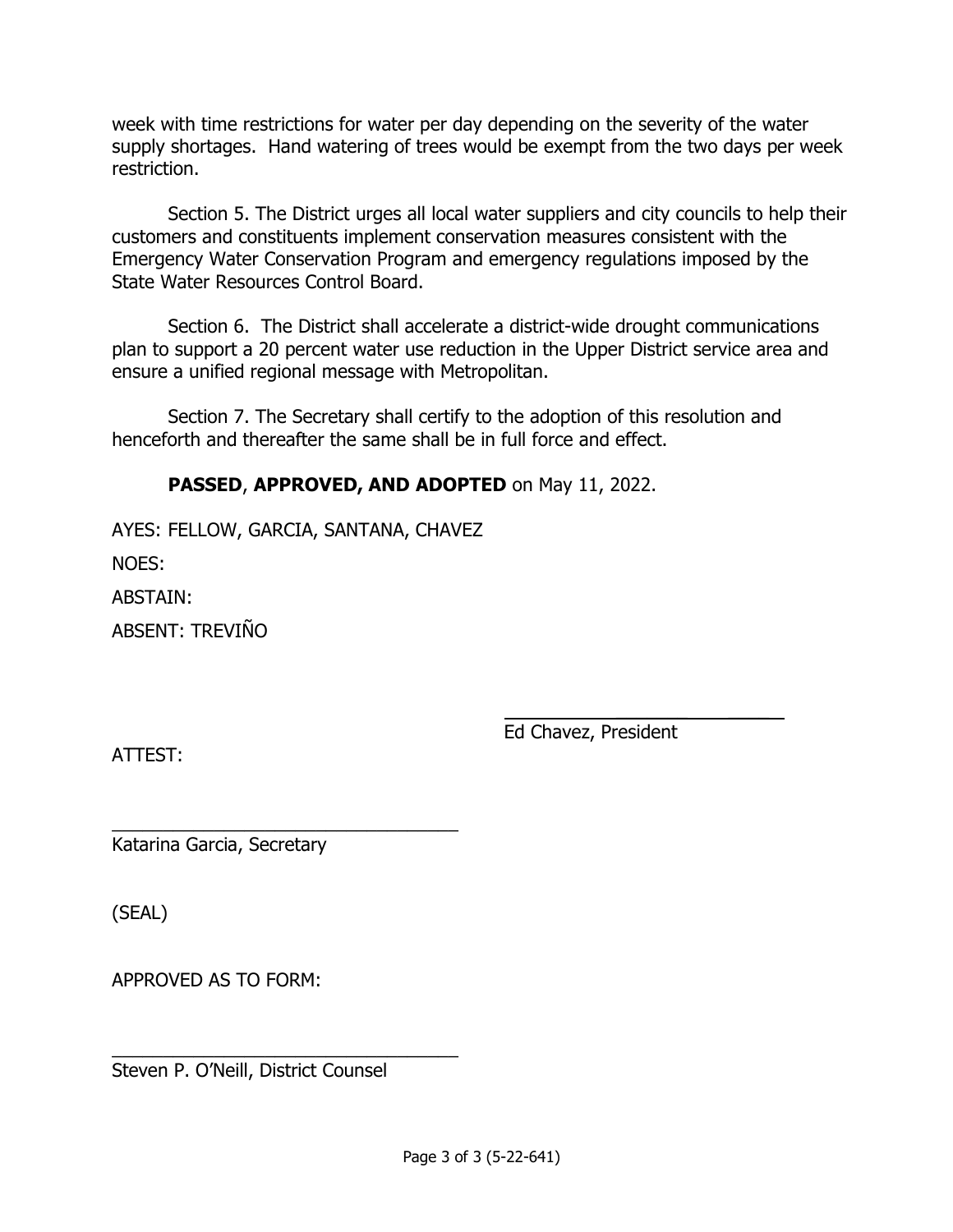week with time restrictions for water per day depending on the severity of the water supply shortages. Hand watering of trees would be exempt from the two days per week restriction.

Section 5. The District urges all local water suppliers and city councils to help their customers and constituents implement conservation measures consistent with the Emergency Water Conservation Program and emergency regulations imposed by the State Water Resources Control Board.

Section 6. The District shall accelerate a district-wide drought communications plan to support a 20 percent water use reduction in the Upper District service area and ensure a unified regional message with Metropolitan.

Section 7. The Secretary shall certify to the adoption of this resolution and henceforth and thereafter the same shall be in full force and effect.

**PASSED**, **APPROVED, AND ADOPTED** on May 11, 2022.

AYES: FELLOW, GARCIA, SANTANA, CHAVEZ

NOES:

ABSTAIN:

ABSENT: TREVIÑO

\_\_\_\_\_\_\_\_\_\_\_\_\_\_\_\_\_\_\_\_\_\_\_\_\_\_\_\_

Ed Chavez, President

ATTEST:

\_\_\_\_\_\_\_\_\_\_\_\_\_\_\_\_\_\_\_\_\_\_\_\_\_\_\_\_

Katarina Garcia, Secretary

(SEAL)

APPROVED AS TO FORM:

\_\_\_\_\_\_\_\_\_\_\_\_\_\_\_\_\_\_\_\_\_\_\_\_\_\_\_\_

Steven P. O'Neill, District Counsel